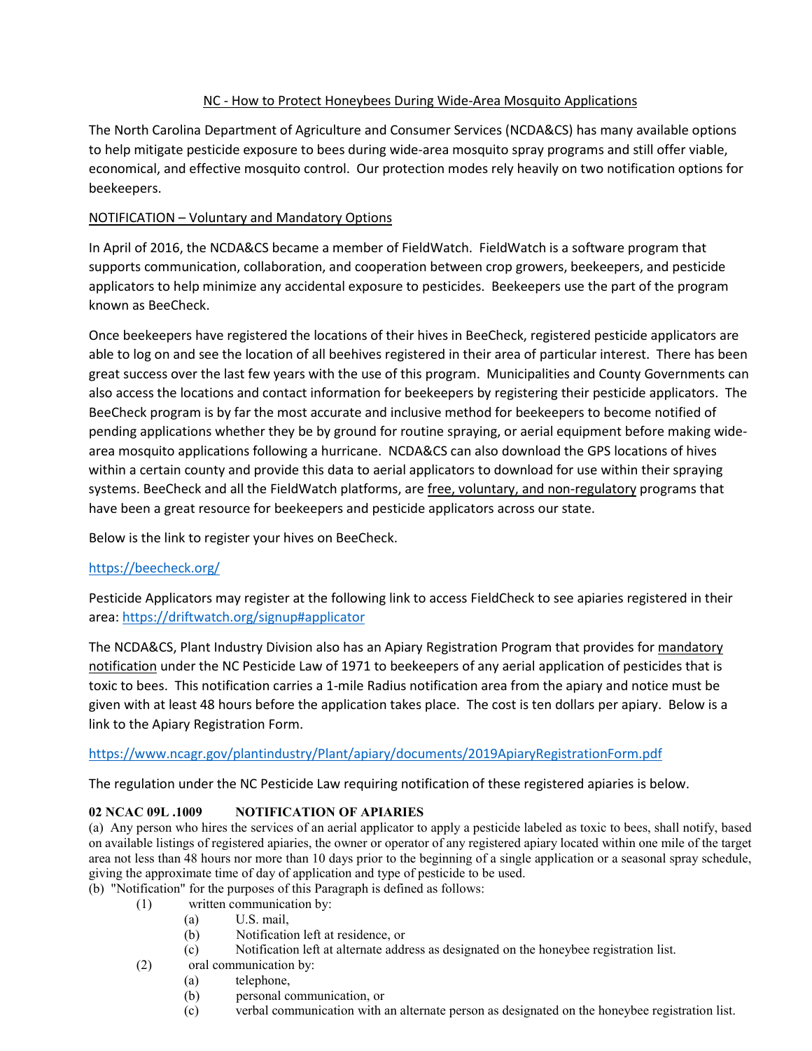# NC - How to Protect Honeybees During Wide-Area Mosquito Applications

The North Carolina Department of Agriculture and Consumer Services (NCDA&CS) has many available options to help mitigate pesticide exposure to bees during wide-area mosquito spray programs and still offer viable, economical, and effective mosquito control. Our protection modes rely heavily on two notification options for beekeepers.

## NOTIFICATION – Voluntary and Mandatory Options

In April of 2016, the NCDA&CS became a member of FieldWatch. FieldWatch is a software program that supports communication, collaboration, and cooperation between crop growers, beekeepers, and pesticide applicators to help minimize any accidental exposure to pesticides. Beekeepers use the part of the program known as BeeCheck.

Once beekeepers have registered the locations of their hives in BeeCheck, registered pesticide applicators are able to log on and see the location of all beehives registered in their area of particular interest. There has been great success over the last few years with the use of this program. Municipalities and County Governments can also access the locations and contact information for beekeepers by registering their pesticide applicators. The BeeCheck program is by far the most accurate and inclusive method for beekeepers to become notified of pending applications whether they be by ground for routine spraying, or aerial equipment before making wide-area mosquito applications following a hurricane. NCDA&CS can also download the GPS locations of hives within a certain county and provide this data to aerial applicators to download for use within their spraying systems. BeeCheck and all the FieldWatch platforms, are free, voluntary, and non-regulatory programs that have been a great resource for beekeepers and pesticide applicators across our state.

Below is the link to register your hives on BeeCheck.

https://beecheck.org/

Pesticide Applicators may register at the following link to access FieldCheck to see apiaries registered in their area: https://driftwatch.org/signup#applicator

The NCDA&CS, Plant Industry Division also has an Apiary Registration Program that provides for mandatory notification under the NC Pesticide Law of 1971 to beekeepers of any aerial application of pesticides that is toxic to bees. This notification carries a 1-mile Radius notification area from the apiary and notice must be given with at least 48 hours before the application takes place. The cost is ten dollars per apiary. Below is a link to the Apiary Registration Form.

https://www.ncagr.gov/plantindustry/Plant/apiary/documents/2019ApiaryRegistrationForm.pdf

The regulation under the NC Pesticide Law requiring notification of these registered apiaries is below.

**02 NCAC 09L .1009 NOTIFICATION OF APIARIES**

(a) Any person who hires the services of an aerial applicator to apply a pesticide labeled as toxic to bees, shall notify, based on available listings of registered apiaries, the owner or operator of any registered apiary located within one mile of the target area not less than 48 hours nor more than 10 days prior to the beginning of a single application or a seasonal spray schedule, giving the approximate time of day of application and type of pesticide to be used.

(b) "Notification" for the purposes of this Paragraph is defined as follows:

- (1) written communication by:
  - (a) U.S. mail,
  - (b) Notification left at residence, or
  - (c) Notification left at alternate address as designated on the honeybee registration list.
- (2) oral communication by:
  - (a) telephone,
  - (b) personal communication, or
  - (c) verbal communication with an alternate person as designated on the honeybee registration list.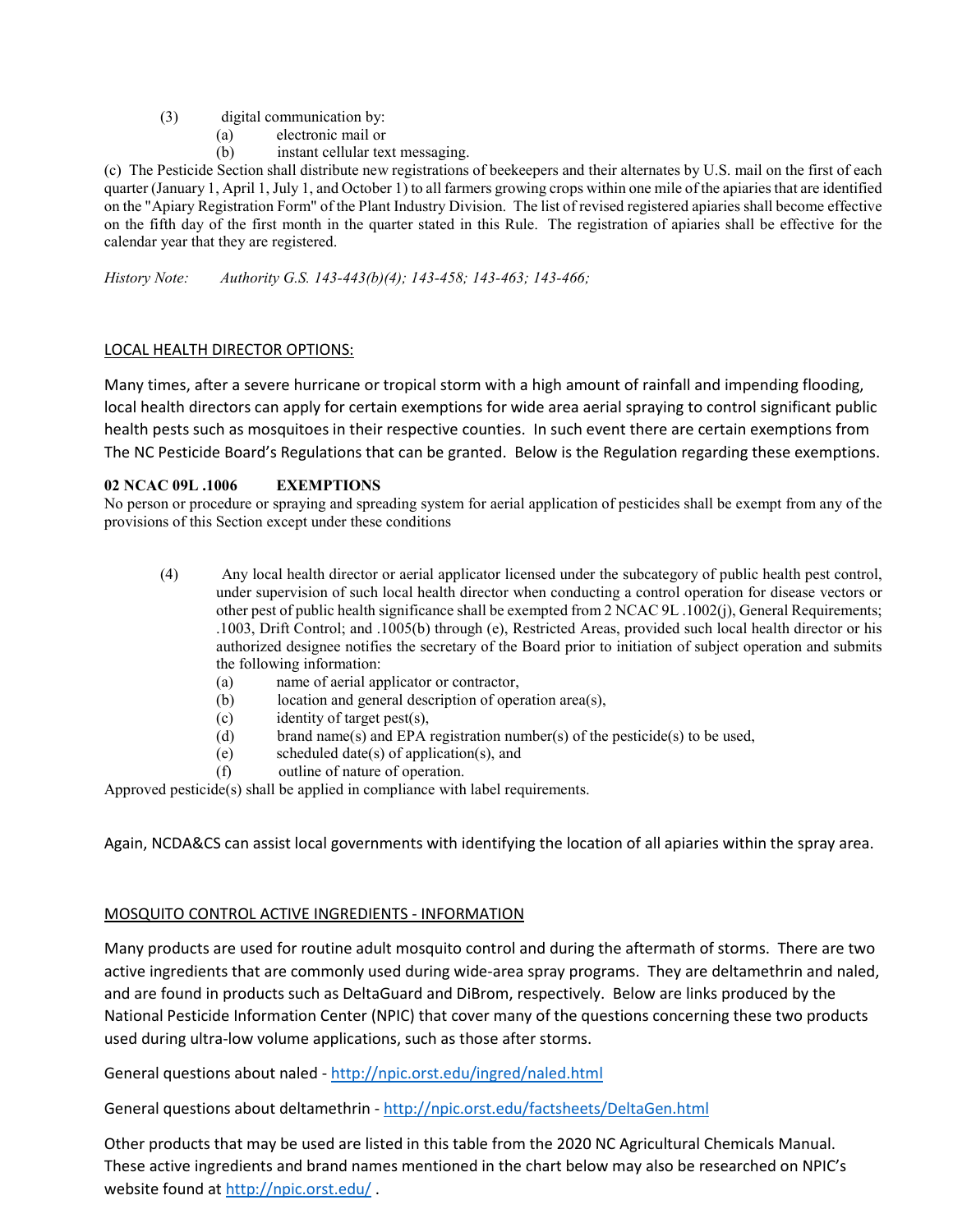(3) digital communication by:
   (a) electronic mail or
   (b) instant cellular text messaging.

(c) The Pesticide Section shall distribute new registrations of beekeepers and their alternates by U.S. mail on the first of each quarter (January 1, April 1, July 1, and October 1) to all farmers growing crops within one mile of the apiaries that are identified on the "Apiary Registration Form" of the Plant Industry Division. The list of revised registered apiaries shall become effective on the fifth day of the first month in the quarter stated in this Rule. The registration of apiaries shall be effective for the calendar year that they are registered.

*History Note: Authority G.S. 143-443(b)(4); 143-458; 143-463; 143-466;*

## LOCAL HEALTH DIRECTOR OPTIONS:

Many times, after a severe hurricane or tropical storm with a high amount of rainfall and impending flooding, local health directors can apply for certain exemptions for wide area aerial spraying to control significant public health pests such as mosquitoes in their respective counties. In such event there are certain exemptions from The NC Pesticide Board's Regulations that can be granted. Below is the Regulation regarding these exemptions.

**02 NCAC 09L .1006 EXEMPTIONS**

No person or procedure or spraying and spreading system for aerial application of pesticides shall be exempt from any of the provisions of this Section except under these conditions

(4) Any local health director or aerial applicator licensed under the subcategory of public health pest control, under supervision of such local health director when conducting a control operation for disease vectors or other pest of public health significance shall be exempted from 2 NCAC 9L .1002(j), General Requirements; .1003, Drift Control; and .1005(b) through (e), Restricted Areas, provided such local health director or his authorized designee notifies the secretary of the Board prior to initiation of subject operation and submits the following information:
   (a) name of aerial applicator or contractor,
   (b) location and general description of operation area(s),
   (c) identity of target pest(s),
   (d) brand name(s) and EPA registration number(s) of the pesticide(s) to be used,
   (e) scheduled date(s) of application(s), and
   (f) outline of nature of operation.

Approved pesticide(s) shall be applied in compliance with label requirements.

Again, NCDA&CS can assist local governments with identifying the location of all apiaries within the spray area.

## MOSQUITO CONTROL ACTIVE INGREDIENTS - INFORMATION

Many products are used for routine adult mosquito control and during the aftermath of storms. There are two active ingredients that are commonly used during wide-area spray programs. They are deltamethrin and naled, and are found in products such as DeltaGuard and DiBrom, respectively. Below are links produced by the National Pesticide Information Center (NPIC) that cover many of the questions concerning these two products used during ultra-low volume applications, such as those after storms.

General questions about naled - http://npic.orst.edu/ingred/naled.html

General questions about deltamethrin - http://npic.orst.edu/factsheets/DeltaGen.html

Other products that may be used are listed in this table from the 2020 NC Agricultural Chemicals Manual. These active ingredients and brand names mentioned in the chart below may also be researched on NPIC's website found at http://npic.orst.edu/ .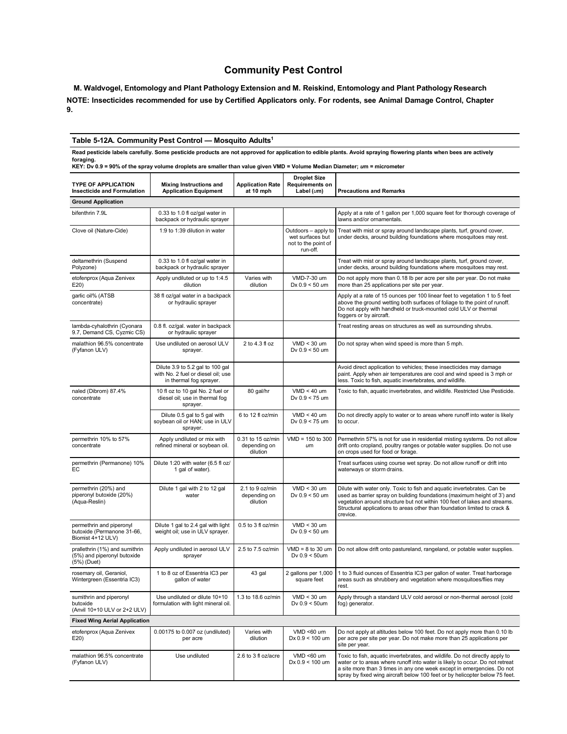# Community Pest Control

**M. Waldvogel, Entomology and Plant Pathology Extension and M. Reiskind, Entomology and Plant Pathology Research**

**NOTE: Insecticides recommended for use by Certified Applicators only. For rodents, see Animal Damage Control, Chapter 9.**

**Table 5-12A. Community Pest Control — Mosquito Adults[1]**

**Read pesticide labels carefully. Some pesticide products are not approved for application to edible plants. Avoid spraying flowering plants when bees are actively foraging.**
**KEY: Dv 0.9 = 90% of the spray volume droplets are smaller than value given VMD = Volume Median Diameter; um = micrometer**

| TYPE OF APPLICATION Insecticide and Formulation | Mixing Instructions and Application Equipment | Application Rate at 10 mph | Droplet Size Requirements on Label (um) | Precautions and Remarks |
|---|---|---|---|---|
| **Ground Application** | | | | |
| bifenthrin 7.9L | 0.33 to 1.0 fl oz/gal water in backpack or hydraulic sprayer | | | Apply at a rate of 1 gallon per 1,000 square feet for thorough coverage of lawns and/or ornamentals. |
| Clove oil (Nature-Cide) | 1:9 to 1:39 dilution in water | | Outdoors – apply to wet surfaces but not to the point of run-off. | Treat with mist or spray around landscape plants, turf, ground cover, under decks, around building foundations where mosquitoes may rest. |
| deltamethrin (Suspend Polyzone) | 0.33 to 1.0 fl oz/gal water in backpack or hydraulic sprayer | | | Treat with mist or spray around landscape plants, turf, ground cover, under decks, around building foundations where mosquitoes may rest. |
| etofenprox (Aqua Zenivex E20) | Apply undiluted or up to 1:4.5 dilution | Varies with dilution | VMD-7-30 um Dx 0.9 < 50 um | Do not apply more than 0.18 lb per acre per site per year. Do not make more than 25 applications per site per year. |
| garlic oil% (ATSB concentrate) | 38 fl oz/gal water in a backpack or hydraulic sprayer | | | Apply at a rate of 15 ounces per 100 linear feet to vegetation 1 to 5 feet above the ground wetting both surfaces of foliage to the point of runoff. Do not apply with handheld or truck-mounted cold ULV or thermal foggers or by aircraft. |
| lambda-cyhalothrin (Cyonara 9.7, Demand CS, Cyzmic CS) | 0.8 fl. oz/gal. water in backpack or hydraulic sprayer | | | Treat resting areas on structures as well as surrounding shrubs. |
| malathion 96.5% concentrate (Fyfanon ULV) | Use undiluted on aerosol ULV sprayer. | 2 to 4.3 fl oz | VMD < 30 um Dv 0.9 < 50 um | Do not spray when wind speed is more than 5 mph. |
| | Dilute 3.9 to 5.2 gal to 100 gal with No. 2 fuel or diesel oil; use in thermal fog sprayer. | | | Avoid direct application to vehicles; these insecticides may damage paint. Apply when air temperatures are cool and wind speed is 3 mph or less. Toxic to fish, aquatic invertebrates, and wildlife. |
| naled (Dibrom) 87.4% concentrate | 10 fl oz to 10 gal No. 2 fuel or diesel oil; use in thermal fog sprayer. | 80 gal/hr | VMD < 40 um Dv 0.9 < 75 um | Toxic to fish, aquatic invertebrates, and wildlife. Restricted Use Pesticide. |
| | Dilute 0.5 gal to 5 gal with soybean oil or HAN; use in ULV sprayer. | 6 to 12 fl oz/min | VMD < 40 um Dv 0.9 < 75 um | Do not directly apply to water or to areas where runoff into water is likely to occur. |
| permethrin 10% to 57% concentrate | Apply undiluted or mix with refined mineral or soybean oil. | 0.31 to 15 oz/min depending on dilution | VMD = 150 to 300 um | Permethrin 57% is not for use in residential misting systems. Do not allow drift onto cropland, poultry ranges or potable water supplies. Do not use on crops used for food or forage. |
| permethrin (Permanone) 10% EC | Dilute 1:20 with water (6.5 fl oz/ 1 gal of water). | | | Treat surfaces using course wet spray. Do not allow runoff or drift into waterways or storm drains. |
| permethrin (20%) and piperonyl butoxide (20%) (Aqua-Reslin) | Dilute 1 gal with 2 to 12 gal water | 2.1 to 9 oz/min depending on dilution | VMD < 30 um Dv 0.9 < 50 um | Dilute with water only. Toxic to fish and aquatic invertebrates. Can be used as barrier spray on building foundations (maximum height of 3') and vegetation around structure but not within 100 feet of lakes and streams. Structural applications to areas other than foundation limited to crack & crevice. |
| permethrin and piperonyl butoxide (Permanone 31-66, Biomist 4+12 ULV) | Dilute 1 gal to 2.4 gal with light weight oil; use in ULV sprayer. | 0.5 to 3 fl oz/min | VMD < 30 um Dv 0.9 < 50 um | |
| prallethrin (1%) and sumithrin (5%) and piperonyl butoxide (5%) (Duet) | Apply undiluted in aerosol ULV sprayer | 2.5 to 7.5 oz/min | VMD = 8 to 30 um Dv 0.9 < 50um | Do not allow drift onto pastureland, rangeland, or potable water supplies. |
| rosemary oil, Geraniol, Wintergreen (Essentria IC3) | 1 to 8 oz of Essentria IC3 per gallon of water | 43 gal | 2 gallons per 1,000 square feet | 1 to 3 fluid ounces of Essentria IC3 per gallon of water. Treat harborage areas such as shrubbery and vegetation where mosquitoes/flies may rest. |
| sumithrin and piperonyl butoxide (Anvil 10+10 ULV or 2+2 ULV) | Use undiluted or dilute 10+10 formulation with light mineral oil. | 1.3 to 18.6 oz/min | VMD < 30 um Dv 0.9 < 50um | Apply through a standard ULV cold aerosol or non-thermal aerosol (cold fog) generator. |
| **Fixed Wing Aerial Application** | | | | |
| etofenprox (Aqua Zenivex E20) | 0.00175 to 0.007 oz (undiluted) per acre | Varies with dilution | VMD <60 um Dx 0.9 < 100 um | Do not apply at altitudes below 100 feet. Do not apply more than 0.10 lb per acre per site per year. Do not make more than 25 applications per site per year. |
| malathion 96.5% concentrate (Fyfanon ULV) | Use undiluted | 2.6 to 3 fl oz/acre | VMD <60 um Dx 0.9 < 100 um | Toxic to fish, aquatic invertebrates, and wildlife. Do not directly apply to water or to areas where runoff into water is likely to occur. Do not retreat a site more than 3 times in any one week except in emergencies. Do not spray by fixed wing aircraft below 100 feet or by helicopter below 75 feet. |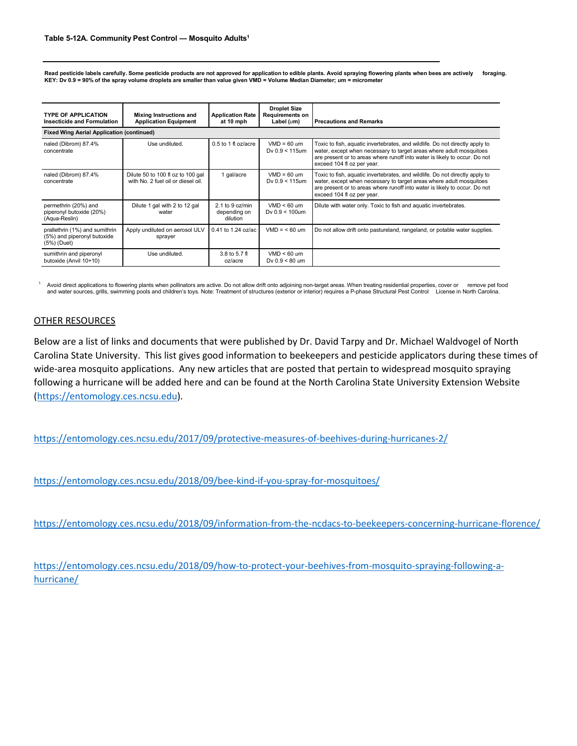**Table 5-12A. Community Pest Control — Mosquito Adults[1]**

**Read pesticide labels carefully. Some pesticide products are not approved for application to edible plants. Avoid spraying flowering plants when bees are actively foraging.**
**KEY: Dv 0.9 = 90% of the spray volume droplets are smaller than value given VMD = Volume Median Diameter; *u*m = micrometer**

| TYPE OF APPLICATION Insecticide and Formulation | Mixing Instructions and Application Equipment | Application Rate at 10 mph | Droplet Size Requirements on Label (*u*m) | Precautions and Remarks |
|---|---|---|---|---|
| **Fixed Wing Aerial Application (continued)** | | | | |
| naled (Dibrom) 87.4% concentrate | Use undiluted. | 0.5 to 1 fl oz/acre | VMD = 60 *u*m Dv 0.9 < 115*u*m | Toxic to fish, aquatic invertebrates, and wildlife. Do not directly apply to water, except when necessary to target areas where adult mosquitoes are present or to areas where runoff into water is likely to occur. Do not exceed 104 fl oz per year. |
| naled (Dibrom) 87.4% concentrate | Dilute 50 to 100 fl oz to 100 gal with No. 2 fuel oil or diesel oil. | 1 gal/acre | VMD = 60 *u*m Dv 0.9 < 115*u*m | Toxic to fish, aquatic invertebrates, and wildlife. Do not directly apply to water, except when necessary to target areas where adult mosquitoes are present or to areas where runoff into water is likely to occur. Do not exceed 104 fl oz per year. |
| permethrin (20%) and piperonyl butoxide (20%) (Aqua-Reslin) | Dilute 1 gal with 2 to 12 gal water | 2.1 to 9 oz/min depending on dilution | VMD < 60 *u*m Dv 0.9 < 100*u*m | Dilute with water only. Toxic to fish and aquatic invertebrates. |
| prallethrin (1%) and sumithrin (5%) and piperonyl butoxide (5%) (Duet) | Apply undiluted on aerosol ULV sprayer | 0.41 to 1.24 oz/ac | VMD = < 60 *u*m | Do not allow drift onto pastureland, rangeland, or potable water supplies. |
| sumithrin and piperonyl butoxide (Anvil 10+10) | Use undiluted. | 3.8 to 5.7 fl oz/acre | VMD < 60 *u*m Dv 0.9 < 80 *u*m | |

[1] Avoid direct applications to flowering plants when pollinators are active. Do not allow drift onto adjoining non-target areas. When treating residential properties, cover or remove pet food and water sources, grills, swimming pools and children's toys. Note: Treatment of structures (exterior or interior) requires a P-phase Structural Pest Control License in North Carolina.

## OTHER RESOURCES

Below are a list of links and documents that were published by Dr. David Tarpy and Dr. Michael Waldvogel of North Carolina State University. This list gives good information to beekeepers and pesticide applicators during these times of wide-area mosquito applications. Any new articles that are posted that pertain to widespread mosquito spraying following a hurricane will be added here and can be found at the North Carolina State University Extension Website (https://entomology.ces.ncsu.edu).

https://entomology.ces.ncsu.edu/2017/09/protective-measures-of-beehives-during-hurricanes-2/

https://entomology.ces.ncsu.edu/2018/09/bee-kind-if-you-spray-for-mosquitoes/

https://entomology.ces.ncsu.edu/2018/09/information-from-the-ncdacs-to-beekeepers-concerning-hurricane-florence/

https://entomology.ces.ncsu.edu/2018/09/how-to-protect-your-beehives-from-mosquito-spraying-following-a-hurricane/